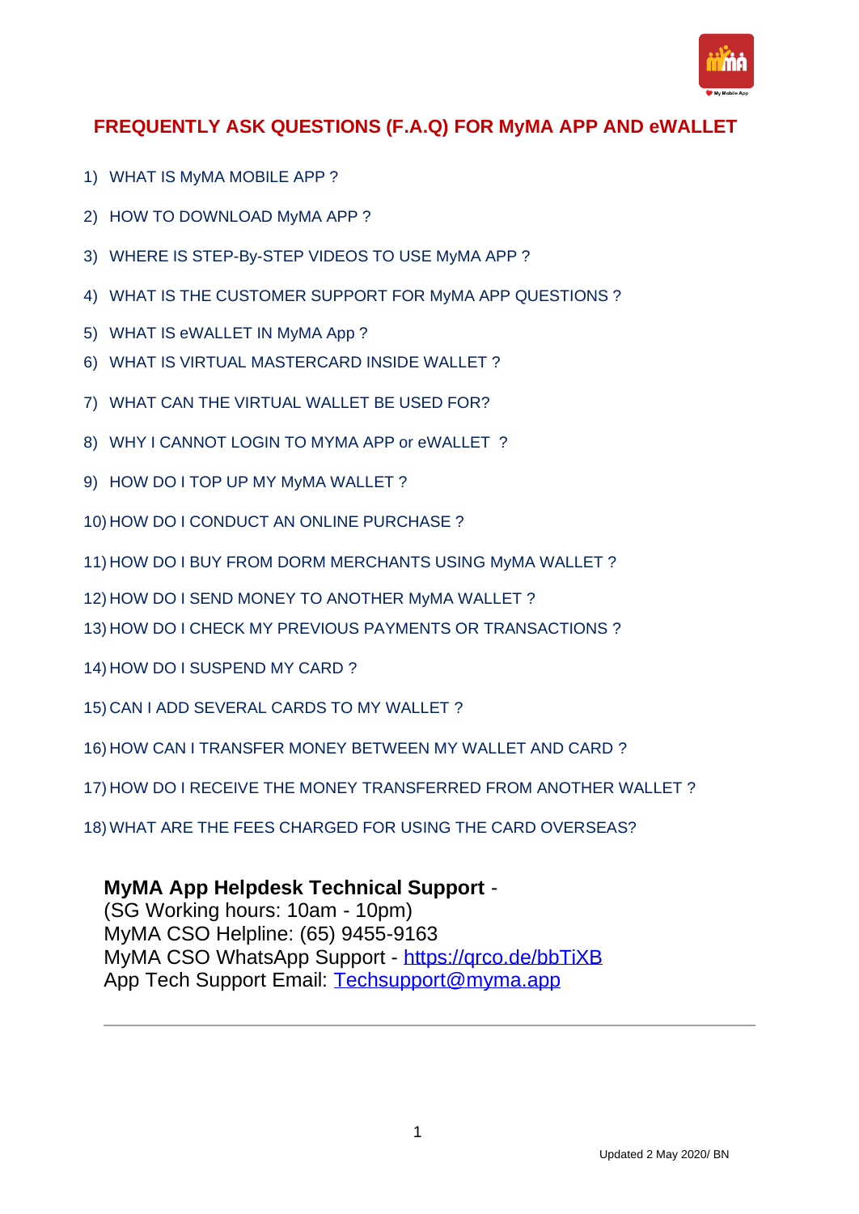# FREQUENTLY ASK QUESTIONS (F.A.Q) FOR MyMA APP AND eWALLET

1) WHAT IS MyMA MOBILE APP ?
2) HOW TO DOWNLOAD MyMA APP ?
3) WHERE IS STEP-By-STEP VIDEOS TO USE MyMA APP ?
4) WHAT IS THE CUSTOMER SUPPORT FOR MyMA APP QUESTIONS ?
5) WHAT IS eWALLET IN MyMA App ?
6) WHAT IS VIRTUAL MASTERCARD INSIDE WALLET ?
7) WHAT CAN THE VIRTUAL WALLET BE USED FOR?
8) WHY I CANNOT LOGIN TO MYMA APP or eWALLET ?
9) HOW DO I TOP UP MY MyMA WALLET ?
10) HOW DO I CONDUCT AN ONLINE PURCHASE ?
11) HOW DO I BUY FROM DORM MERCHANTS USING MyMA WALLET ?
12) HOW DO I SEND MONEY TO ANOTHER MyMA WALLET ?
13) HOW DO I CHECK MY PREVIOUS PAYMENTS OR TRANSACTIONS ?
14) HOW DO I SUSPEND MY CARD ?
15) CAN I ADD SEVERAL CARDS TO MY WALLET ?
16) HOW CAN I TRANSFER MONEY BETWEEN MY WALLET AND CARD ?
17) HOW DO I RECEIVE THE MONEY TRANSFERRED FROM ANOTHER WALLET ?
18) WHAT ARE THE FEES CHARGED FOR USING THE CARD OVERSEAS?

**MyMA App Helpdesk Technical Support** -
(SG Working hours: 10am - 10pm)
MyMA CSO Helpline: (65) 9455-9163
MyMA CSO WhatsApp Support - [https://qrco.de/bbTiXB](https://qrco.de/bbTiXB)
App Tech Support Email: [Techsupport@myma.app](mailto:Techsupport@myma.app)

---

Updated 2 May 2020/ BN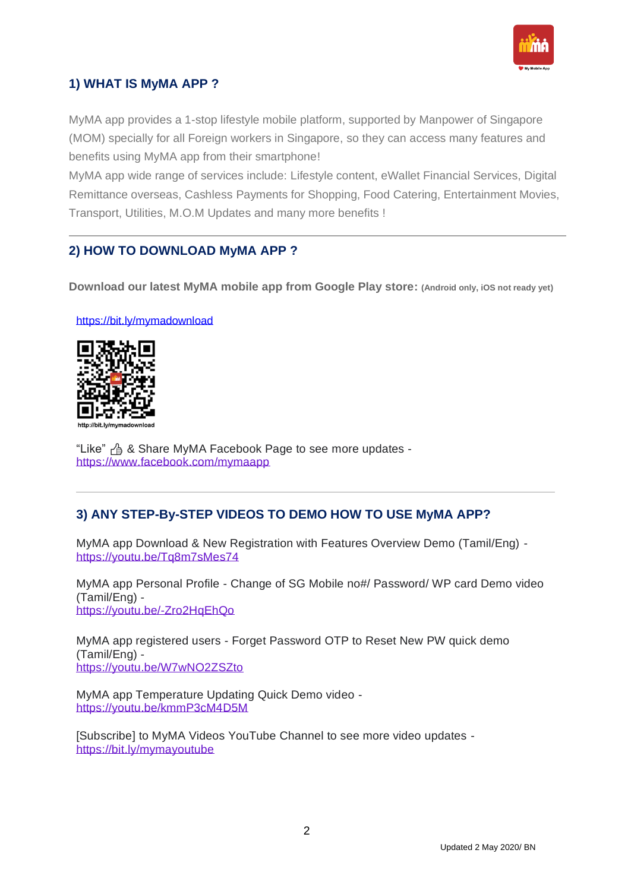## 1) WHAT IS MyMA APP ?

MyMA app provides a 1-stop lifestyle mobile platform, supported by Manpower of Singapore (MOM) specially for all Foreign workers in Singapore, so they can access many features and benefits using MyMA app from their smartphone!

MyMA app wide range of services include: Lifestyle content, eWallet Financial Services, Digital Remittance overseas, Cashless Payments for Shopping, Food Catering, Entertainment Movies, Transport, Utilities, M.O.M Updates and many more benefits !

---

## 2) HOW TO DOWNLOAD MyMA APP ?

**Download our latest MyMA mobile app from Google Play store: (Android only, iOS not ready yet)**

https://bit.ly/mymadownload

http://bit.ly/mymadownload

"Like" 👍 & Share MyMA Facebook Page to see more updates - https://www.facebook.com/mymaapp

---

## 3) ANY STEP-By-STEP VIDEOS TO DEMO HOW TO USE MyMA APP?

MyMA app Download & New Registration with Features Overview Demo (Tamil/Eng) - https://youtu.be/Tq8m7sMes74

MyMA app Personal Profile - Change of SG Mobile no#/ Password/ WP card Demo video (Tamil/Eng) -
https://youtu.be/-Zro2HqEhQo

MyMA app registered users - Forget Password OTP to Reset New PW quick demo (Tamil/Eng) -
https://youtu.be/W7wNO2ZSZto

MyMA app Temperature Updating Quick Demo video -
https://youtu.be/kmmP3cM4D5M

[Subscribe] to MyMA Videos YouTube Channel to see more video updates -
https://bit.ly/mymayoutube

Updated 2 May 2020/ BN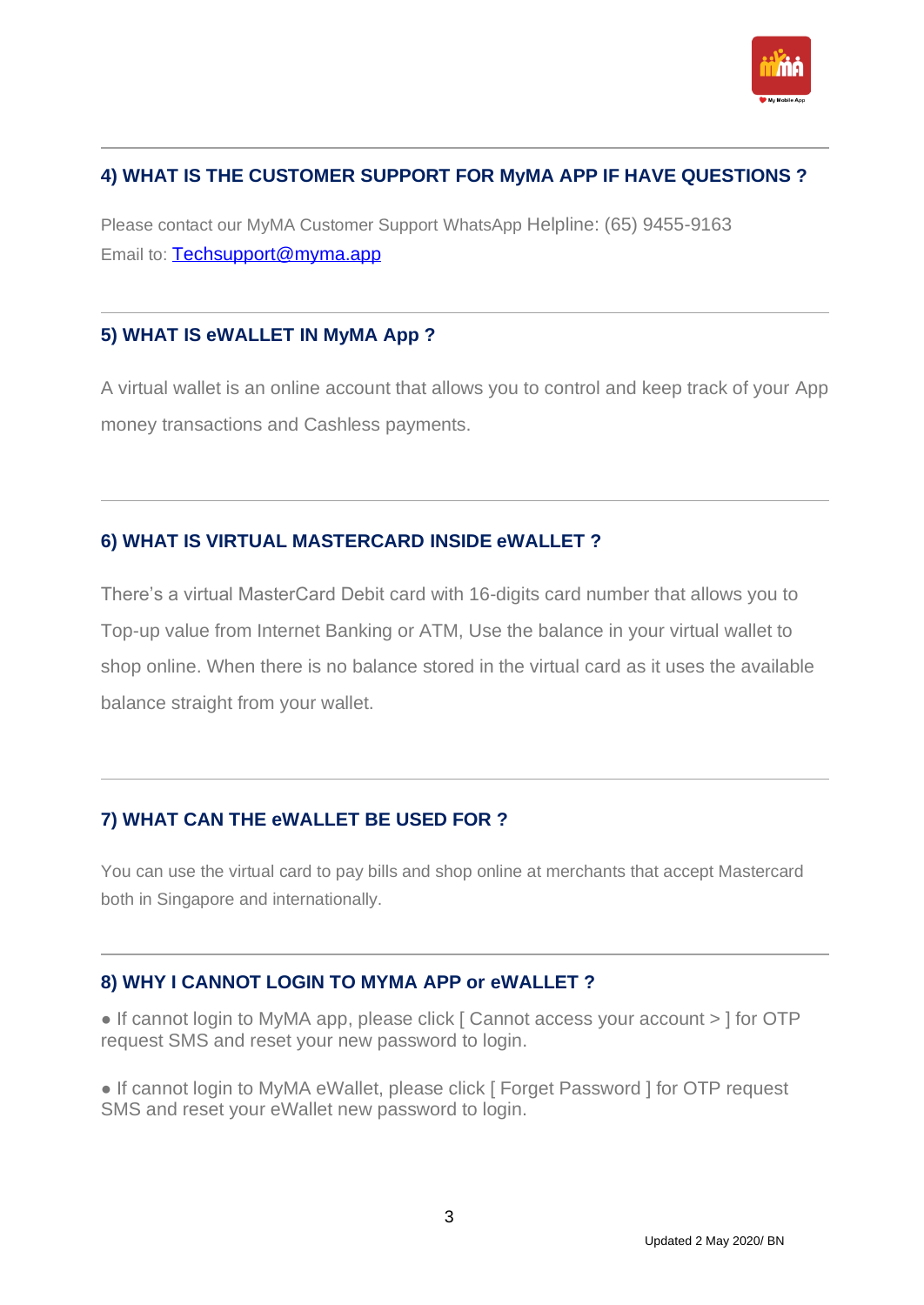## 4) WHAT IS THE CUSTOMER SUPPORT FOR MyMA APP IF HAVE QUESTIONS ?

Please contact our MyMA Customer Support WhatsApp Helpline: (65) 9455-9163
Email to: [Techsupport@myma.app](mailto:Techsupport@myma.app)

## 5) WHAT IS eWALLET IN MyMA App ?

A virtual wallet is an online account that allows you to control and keep track of your App money transactions and Cashless payments.

## 6) WHAT IS VIRTUAL MASTERCARD INSIDE eWALLET ?

There's a virtual MasterCard Debit card with 16-digits card number that allows you to Top-up value from Internet Banking or ATM, Use the balance in your virtual wallet to shop online. When there is no balance stored in the virtual card as it uses the available balance straight from your wallet.

## 7) WHAT CAN THE eWALLET BE USED FOR ?

You can use the virtual card to pay bills and shop online at merchants that accept Mastercard both in Singapore and internationally.

## 8) WHY I CANNOT LOGIN TO MYMA APP or eWALLET ?

- If cannot login to MyMA app, please click [ Cannot access your account > ] for OTP request SMS and reset your new password to login.

- If cannot login to MyMA eWallet, please click [ Forget Password ] for OTP request SMS and reset your eWallet new password to login.

Updated 2 May 2020/ BN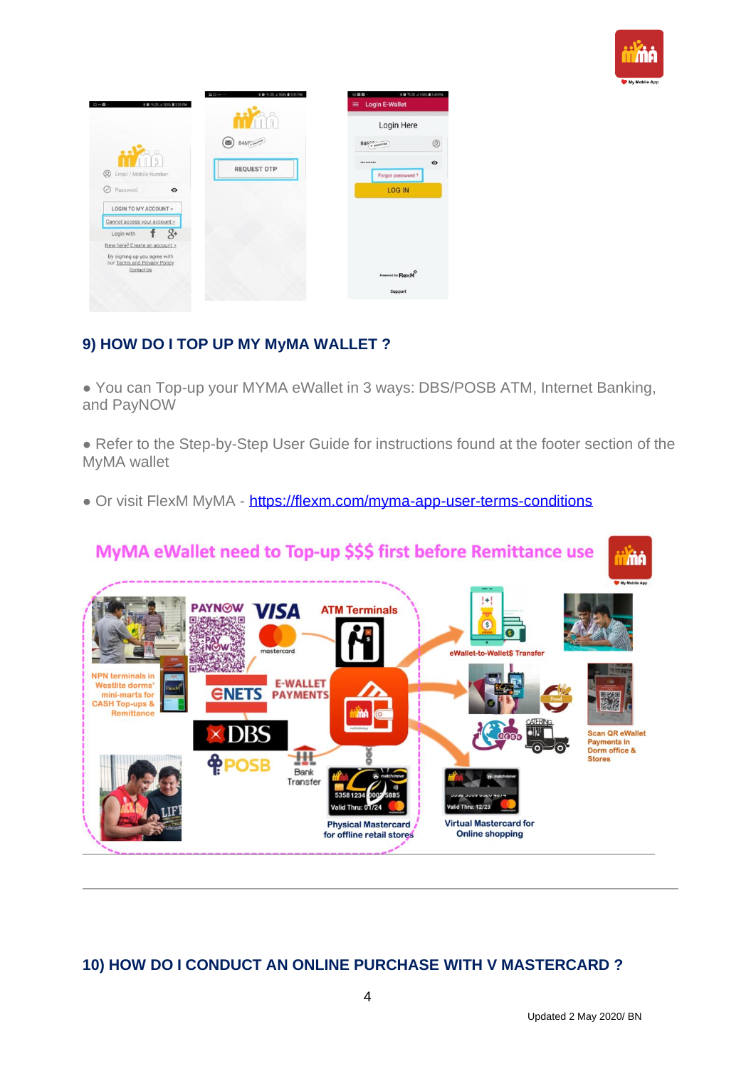## 9) HOW DO I TOP UP MY MyMA WALLET ?

- You can Top-up your MYMA eWallet in 3 ways: DBS/POSB ATM, Internet Banking, and PayNOW

- Refer to the Step-by-Step User Guide for instructions found at the footer section of the MyMA wallet

- Or visit FlexM MyMA - [https://flexm.com/myma-app-user-terms-conditions](https://flexm.com/myma-app-user-terms-conditions)

---

## 10) HOW DO I CONDUCT AN ONLINE PURCHASE WITH V MASTERCARD ?

Updated 2 May 2020/ BN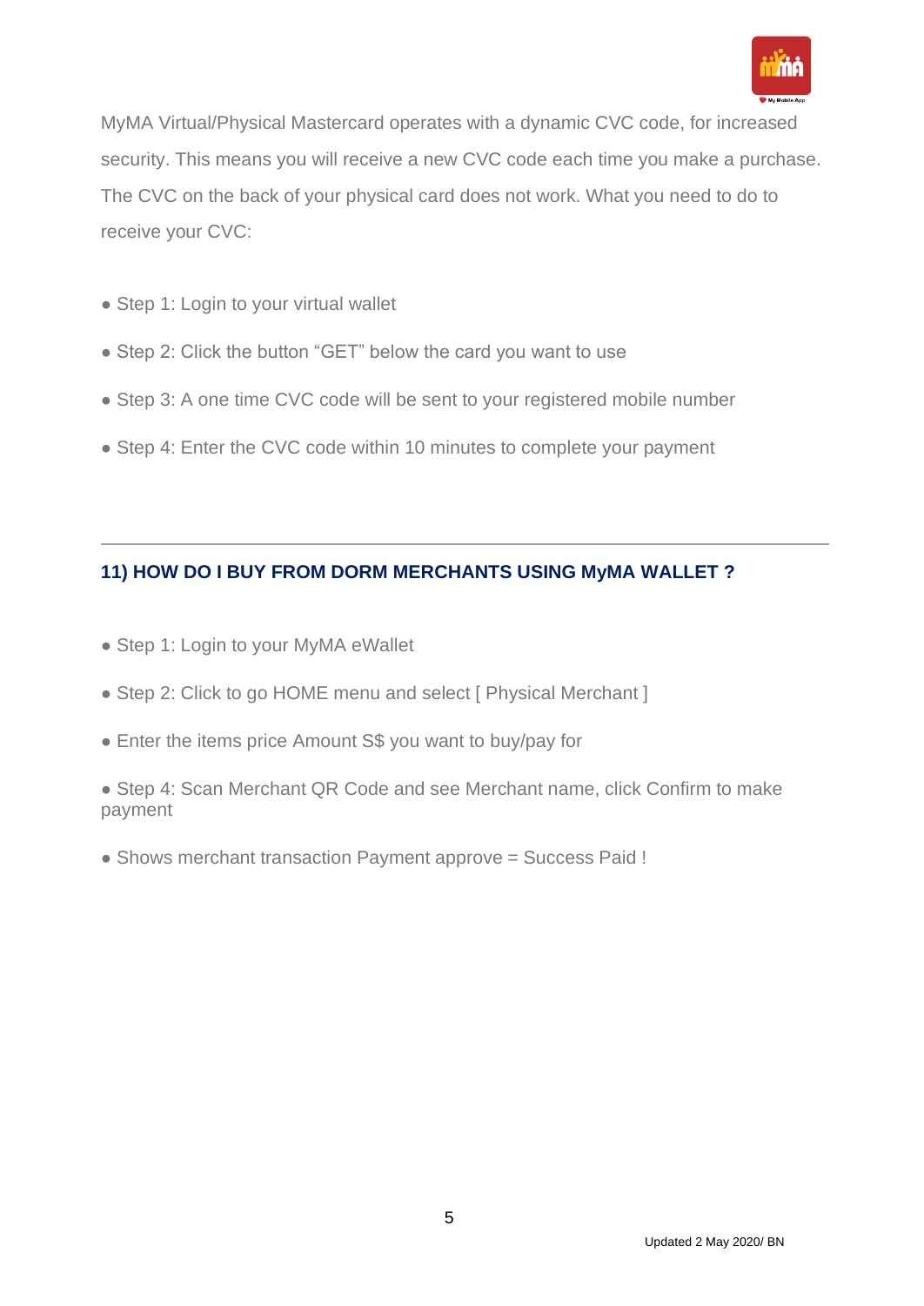MyMA Virtual/Physical Mastercard operates with a dynamic CVC code, for increased security. This means you will receive a new CVC code each time you make a purchase. The CVC on the back of your physical card does not work. What you need to do to receive your CVC:

- Step 1: Login to your virtual wallet
- Step 2: Click the button "GET" below the card you want to use
- Step 3: A one time CVC code will be sent to your registered mobile number
- Step 4: Enter the CVC code within 10 minutes to complete your payment

---

### 11) HOW DO I BUY FROM DORM MERCHANTS USING MyMA WALLET ?

- Step 1: Login to your MyMA eWallet
- Step 2: Click to go HOME menu and select [ Physical Merchant ]
- Enter the items price Amount S$ you want to buy/pay for
- Step 4: Scan Merchant QR Code and see Merchant name, click Confirm to make payment
- Shows merchant transaction Payment approve = Success Paid !

Updated 2 May 2020/ BN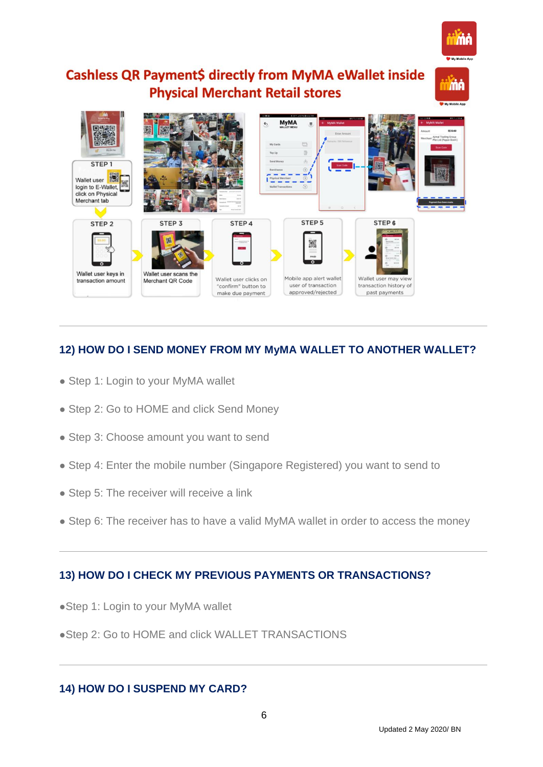# Cashless QR Payment$ directly from MyMA eWallet inside Physical Merchant Retail stores

STEP 1
Wallet user login to E-Wallet, click on Physical Merchant tab

STEP 2
Wallet user keys in transaction amount

STEP 3
Wallet user scans the Merchant QR Code

STEP 4
Wallet user clicks on "confirm" button to make due payment

STEP 5
Mobile app alert wallet user of transaction approved/rejected

STEP 6
Wallet user may view transaction history of past payments

---

## 12) HOW DO I SEND MONEY FROM MY MyMA WALLET TO ANOTHER WALLET?

- Step 1: Login to your MyMA wallet
- Step 2: Go to HOME and click Send Money
- Step 3: Choose amount you want to send
- Step 4: Enter the mobile number (Singapore Registered) you want to send to
- Step 5: The receiver will receive a link
- Step 6: The receiver has to have a valid MyMA wallet in order to access the money

---

## 13) HOW DO I CHECK MY PREVIOUS PAYMENTS OR TRANSACTIONS?

- Step 1: Login to your MyMA wallet
- Step 2: Go to HOME and click WALLET TRANSACTIONS

---

## 14) HOW DO I SUSPEND MY CARD?

Updated 2 May 2020/ BN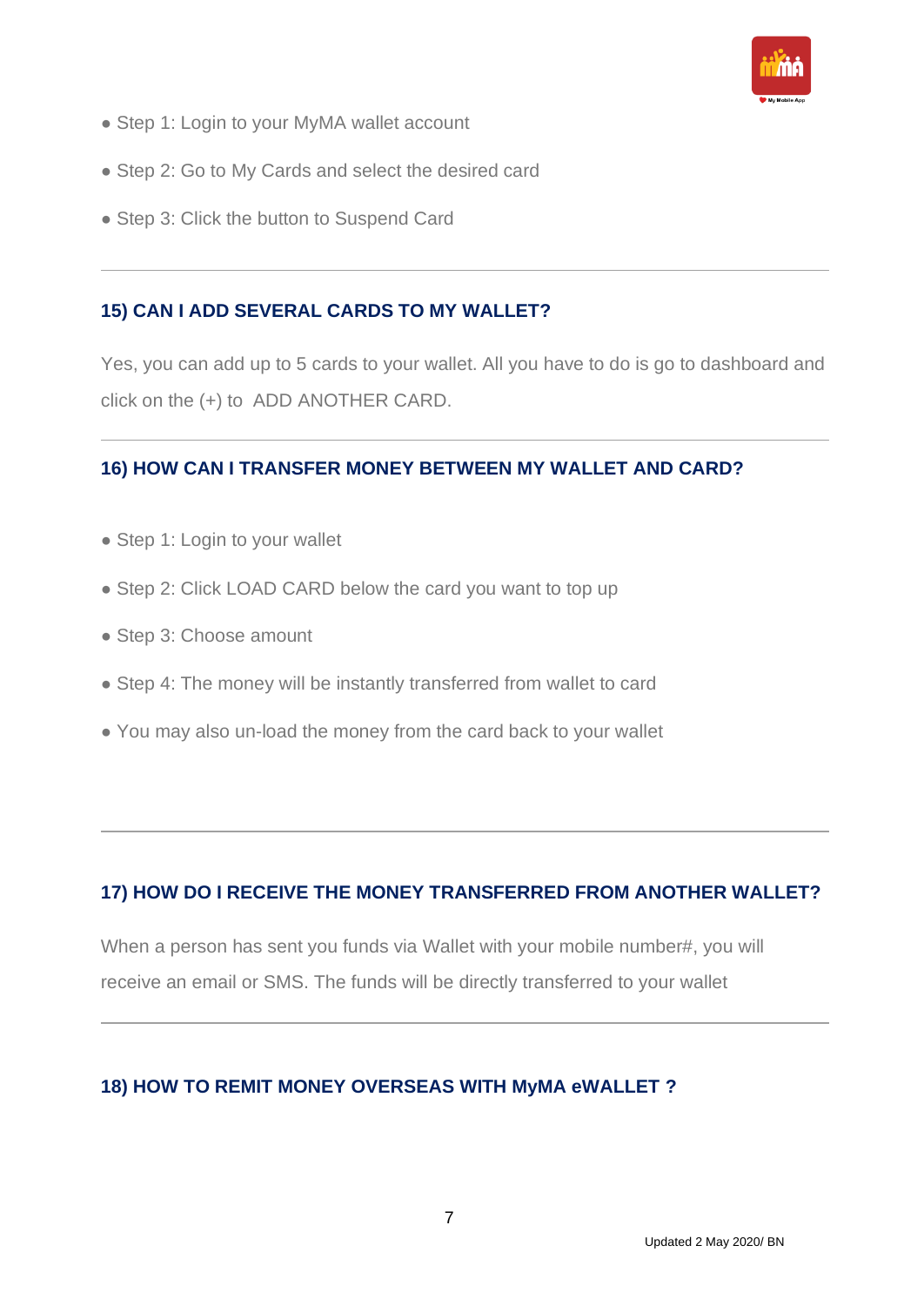- Step 1: Login to your MyMA wallet account
- Step 2: Go to My Cards and select the desired card
- Step 3: Click the button to Suspend Card

---

### 15) CAN I ADD SEVERAL CARDS TO MY WALLET?

Yes, you can add up to 5 cards to your wallet. All you have to do is go to dashboard and click on the (+) to ADD ANOTHER CARD.

---

### 16) HOW CAN I TRANSFER MONEY BETWEEN MY WALLET AND CARD?

- Step 1: Login to your wallet
- Step 2: Click LOAD CARD below the card you want to top up
- Step 3: Choose amount
- Step 4: The money will be instantly transferred from wallet to card
- You may also un-load the money from the card back to your wallet

---

### 17) HOW DO I RECEIVE THE MONEY TRANSFERRED FROM ANOTHER WALLET?

When a person has sent you funds via Wallet with your mobile number#, you will receive an email or SMS. The funds will be directly transferred to your wallet

---

### 18) HOW TO REMIT MONEY OVERSEAS WITH MyMA eWALLET ?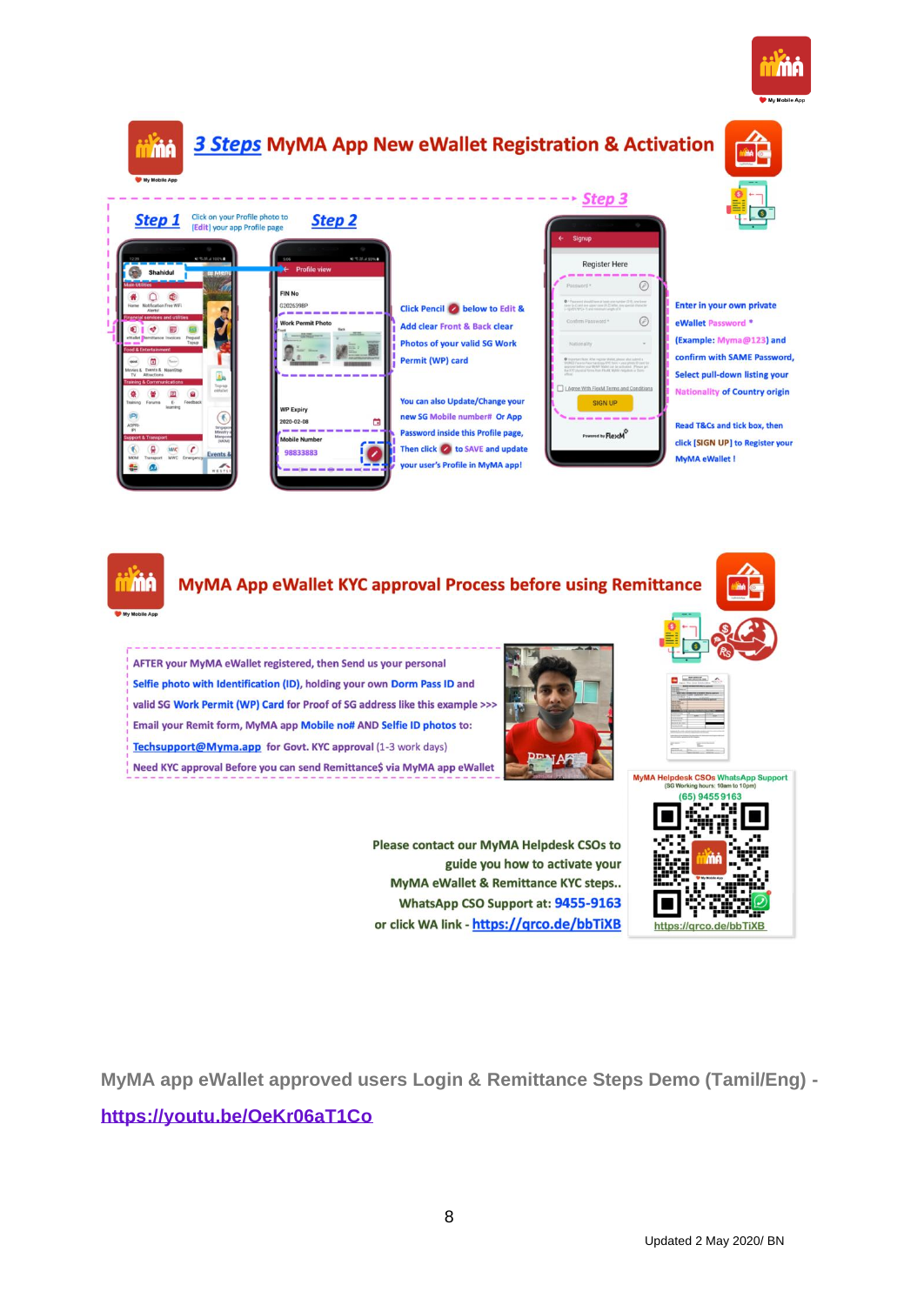# 3 Steps MyMA App New eWallet Registration & Activation

**Step 1** Click on your Profile photo to [Edit] your app Profile page

**Step 2**

Click Pencil below to Edit & Add clear Front & Back clear Photos of your valid SG Work Permit (WP) card

You can also Update/Change your new SG Mobile number# Or App Password inside this Profile page, Then click to SAVE and update your user's Profile in MyMA app!

**Step 3**

Enter in your own private eWallet Password * (Example: Myma@123) and confirm with SAME Password, Select pull-down listing your Nationality of Country origin

Read T&Cs and tick box, then click [SIGN UP] to Register your MyMA eWallet !

# MyMA App eWallet KYC approval Process before using Remittance

AFTER your MyMA eWallet registered, then Send us your personal Selfie photo with Identification (ID), holding your own Dorm Pass ID and valid SG Work Permit (WP) Card for Proof of SG address like this example >>> Email your Remit form, MyMA app Mobile no# AND Selfie ID photos to: Techsupport@Myma.app for Govt. KYC approval (1-3 work days)

Need KYC approval Before you can send Remittance$ via MyMA app eWallet

MyMA Helpdesk CSOs WhatsApp Support (SG Working hours: 10am to 10pm) (65) 9455 9163

https://qrco.de/bbTiXB

Please contact our MyMA Helpdesk CSOs to guide you how to activate your MyMA eWallet & Remittance KYC steps.. WhatsApp CSO Support at: 9455-9163 or click WA link - https://qrco.de/bbTiXB

**MyMA app eWallet approved users Login & Remittance Steps Demo (Tamil/Eng) - https://youtu.be/OeKr06aT1Co**

Updated 2 May 2020/ BN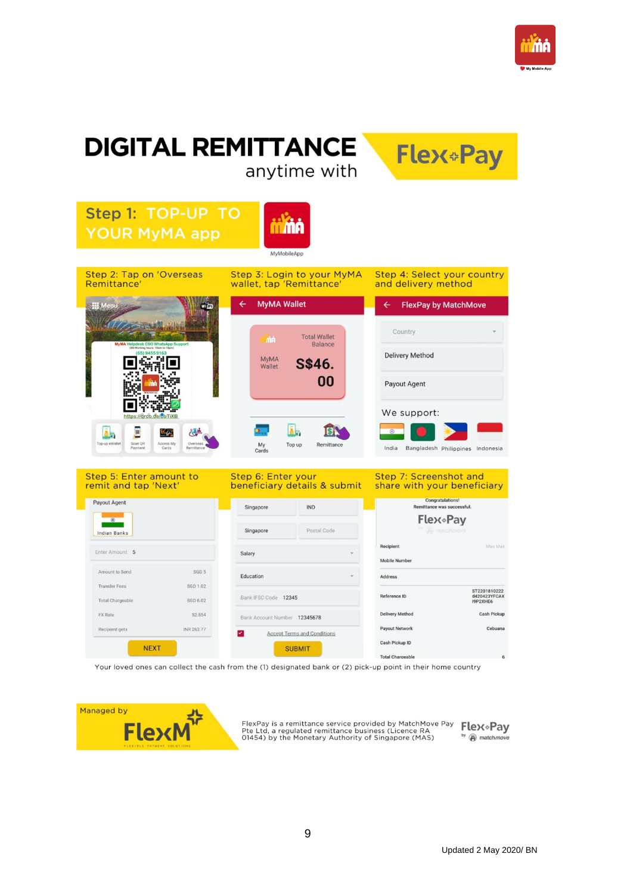# DIGITAL REMITTANCE

anytime with **FlexPay**

## Step 1: TOP-UP TO YOUR MyMA app

MyMobileApp

**Step 2:** Tap on 'Overseas Remittance'

**Step 3:** Login to your MyMA wallet, tap 'Remittance'

**Step 4:** Select your country and delivery method

We support: India, Bangladesh, Philippines, Indonesia

**Step 5:** Enter amount to remit and tap 'Next'

**Step 6:** Enter your beneficiary details & submit

**Step 7:** Screenshot and share with your beneficiary

Your loved ones can collect the cash from the (1) designated bank or (2) pick-up point in their home country

Managed by FlexM

FlexPay is a remittance service provided by MatchMove Pay Pte Ltd, a regulated remittance business (Licence RA 01454) by the Monetary Authority of Singapore (MAS)

Updated 2 May 2020/ BN